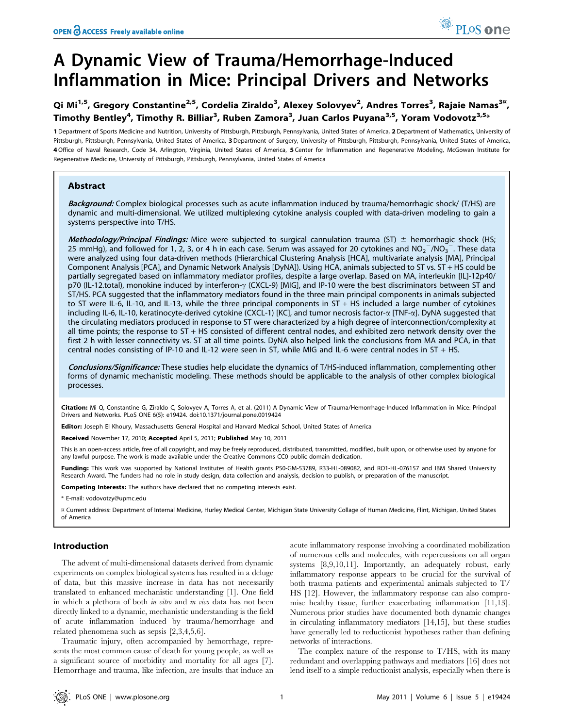# A Dynamic View of Trauma/Hemorrhage-Induced Inflammation in Mice: Principal Drivers and Networks

**Qi Mi[1,5], Gregory Constantine[2,5], Cordelia Ziraldo[3], Alexey Solovyev[2], Andres Torres[3], Rajaie Namas[3¤], Timothy Bentley[4], Timothy R. Billiar[3], Ruben Zamora[3], Juan Carlos Puyana[3,5], Yoram Vodovotz[3,5]***

**1** Department of Sports Medicine and Nutrition, University of Pittsburgh, Pittsburgh, Pennsylvania, United States of America, **2** Department of Mathematics, University of Pittsburgh, Pittsburgh, Pennsylvania, United States of America, **3** Department of Surgery, University of Pittsburgh, Pittsburgh, Pennsylvania, United States of America, **4** Office of Naval Research, Code 34, Arlington, Virginia, United States of America, **5** Center for Inflammation and Regenerative Modeling, McGowan Institute for Regenerative Medicine, University of Pittsburgh, Pittsburgh, Pennsylvania, United States of America

## Abstract

***Background:*** Complex biological processes such as acute inflammation induced by trauma/hemorrhagic shock/ (T/HS) are dynamic and multi-dimensional. We utilized multiplexing cytokine analysis coupled with data-driven modeling to gain a systems perspective into T/HS.

***Methodology/Principal Findings:*** Mice were subjected to surgical cannulation trauma (ST) ± hemorrhagic shock (HS; 25 mmHg), and followed for 1, 2, 3, or 4 h in each case. Serum was assayed for 20 cytokines and $NO_2^-/NO_3^-$. These data were analyzed using four data-driven methods (Hierarchical Clustering Analysis [HCA], multivariate analysis [MA], Principal Component Analysis [PCA], and Dynamic Network Analysis [DyNA]). Using HCA, animals subjected to ST vs. ST + HS could be partially segregated based on inflammatory mediator profiles, despite a large overlap. Based on MA, interleukin [IL]-12p40/p70 (IL-12.total), monokine induced by interferon-γ (CXCL-9) [MIG], and IP-10 were the best discriminators between ST and ST/HS. PCA suggested that the inflammatory mediators found in the three main principal components in animals subjected to ST were IL-6, IL-10, and IL-13, while the three principal components in ST + HS included a large number of cytokines including IL-6, IL-10, keratinocyte-derived cytokine (CXCL-1) [KC], and tumor necrosis factor-α [TNF-α]. DyNA suggested that the circulating mediators produced in response to ST were characterized by a high degree of interconnection/complexity at all time points; the response to ST + HS consisted of different central nodes, and exhibited zero network density over the first 2 h with lesser connectivity vs. ST at all time points. DyNA also helped link the conclusions from MA and PCA, in that central nodes consisting of IP-10 and IL-12 were seen in ST, while MIG and IL-6 were central nodes in ST + HS.

***Conclusions/Significance:*** These studies help elucidate the dynamics of T/HS-induced inflammation, complementing other forms of dynamic mechanistic modeling. These methods should be applicable to the analysis of other complex biological processes.

**Citation:** Mi Q, Constantine G, Ziraldo C, Solovyev A, Torres A, et al. (2011) A Dynamic View of Trauma/Hemorrhage-Induced Inflammation in Mice: Principal Drivers and Networks. PLoS ONE 6(5): e19424. doi:10.1371/journal.pone.0019424

**Editor:** Joseph El Khoury, Massachusetts General Hospital and Harvard Medical School, United States of America

**Received** November 17, 2010; **Accepted** April 5, 2011; **Published** May 10, 2011

This is an open-access article, free of all copyright, and may be freely reproduced, distributed, transmitted, modified, built upon, or otherwise used by anyone for any lawful purpose. The work is made available under the Creative Commons CC0 public domain dedication.

**Funding:** This work was supported by National Institutes of Health grants P50-GM-53789, R33-HL-089082, and RO1-HL-076157 and IBM Shared University Research Award. The funders had no role in study design, data collection and analysis, decision to publish, or preparation of the manuscript.

**Competing Interests:** The authors have declared that no competing interests exist.

\* E-mail: vodovotzy@upmc.edu

¤ Current address: Department of Internal Medicine, Hurley Medical Center, Michigan State University Collage of Human Medicine, Flint, Michigan, United States of America

## Introduction

The advent of multi-dimensional datasets derived from dynamic experiments on complex biological systems has resulted in a deluge of data, but this massive increase in data has not necessarily translated to enhanced mechanistic understanding [1]. One field in which a plethora of both *in vitro* and *in vivo* data has not been directly linked to a dynamic, mechanistic understanding is the field of acute inflammation induced by trauma/hemorrhage and related phenomena such as sepsis [2,3,4,5,6].

Traumatic injury, often accompanied by hemorrhage, represents the most common cause of death for young people, as well as a significant source of morbidity and mortality for all ages [7]. Hemorrhage and trauma, like infection, are insults that induce an acute inflammatory response involving a coordinated mobilization of numerous cells and molecules, with repercussions on all organ systems [8,9,10,11]. Importantly, an adequately robust, early inflammatory response appears to be crucial for the survival of both trauma patients and experimental animals subjected to T/HS [12]. However, the inflammatory response can also compromise healthy tissue, further exacerbating inflammation [11,13]. Numerous prior studies have documented both dynamic changes in circulating inflammatory mediators [14,15], but these studies have generally led to reductionist hypotheses rather than defining networks of interactions.

The complex nature of the response to T/HS, with its many redundant and overlapping pathways and mediators [16] does not lend itself to a simple reductionist analysis, especially when there is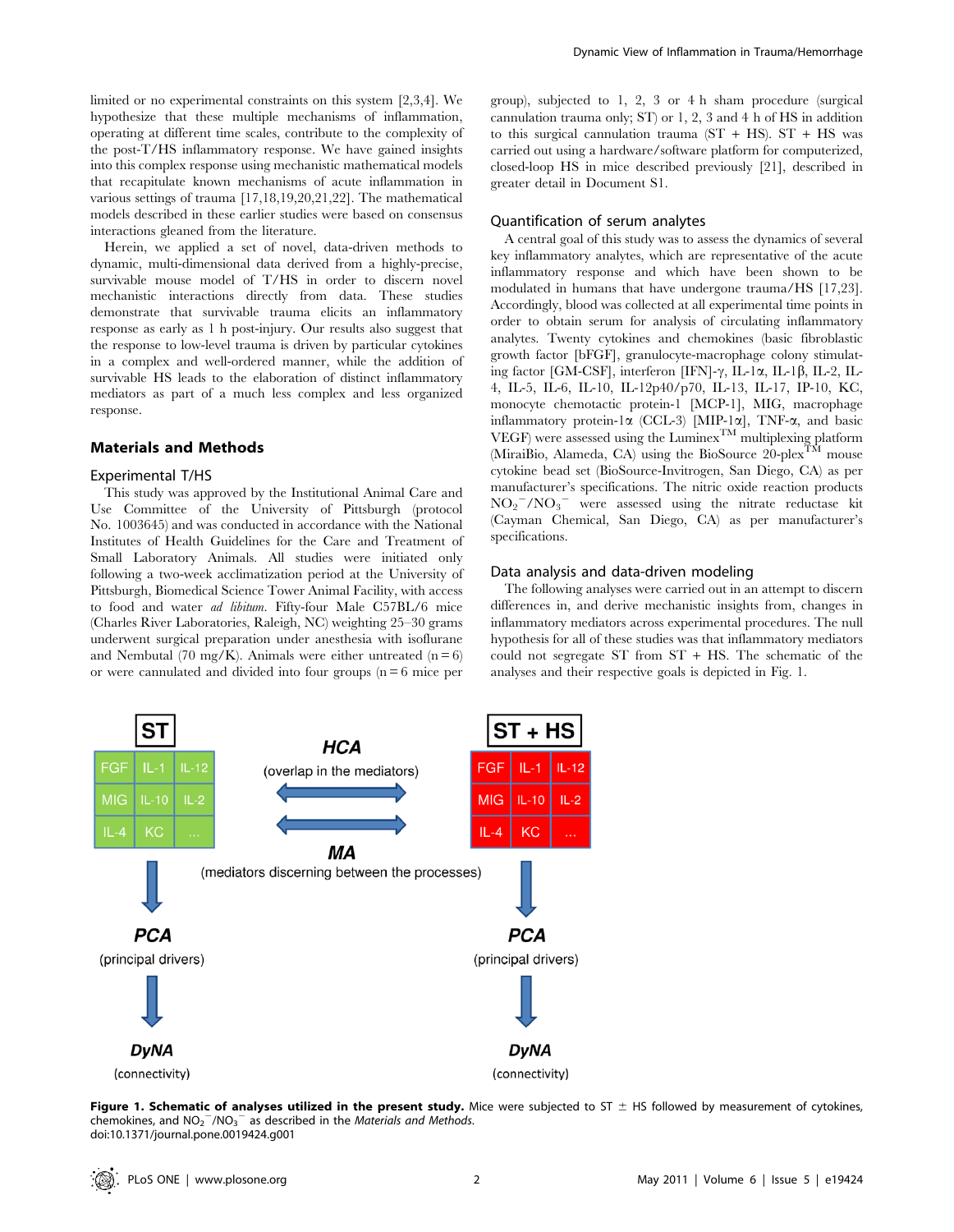limited or no experimental constraints on this system [2,3,4]. We hypothesize that these multiple mechanisms of inflammation, operating at different time scales, contribute to the complexity of the post-T/HS inflammatory response. We have gained insights into this complex response using mechanistic mathematical models that recapitulate known mechanisms of acute inflammation in various settings of trauma [17,18,19,20,21,22]. The mathematical models described in these earlier studies were based on consensus interactions gleaned from the literature.

Herein, we applied a set of novel, data-driven methods to dynamic, multi-dimensional data derived from a highly-precise, survivable mouse model of T/HS in order to discern novel mechanistic interactions directly from data. These studies demonstrate that survivable trauma elicits an inflammatory response as early as 1 h post-injury. Our results also suggest that the response to low-level trauma is driven by particular cytokines in a complex and well-ordered manner, while the addition of survivable HS leads to the elaboration of distinct inflammatory mediators as part of a much less complex and less organized response.

## Materials and Methods

### Experimental T/HS

This study was approved by the Institutional Animal Care and Use Committee of the University of Pittsburgh (protocol No. 1003645) and was conducted in accordance with the National Institutes of Health Guidelines for the Care and Treatment of Small Laboratory Animals. All studies were initiated only following a two-week acclimatization period at the University of Pittsburgh, Biomedical Science Tower Animal Facility, with access to food and water *ad libitum*. Fifty-four Male C57BL/6 mice (Charles River Laboratories, Raleigh, NC) weighing 25–30 grams underwent surgical preparation under anesthesia with isoflurane and Nembutal (70 mg/K). Animals were either untreated (n = 6) or were cannulated and divided into four groups (n = 6 mice per group), subjected to 1, 2, 3 or 4 h sham procedure (surgical cannulation trauma only; ST) or 1, 2, 3 and 4 h of HS in addition to this surgical cannulation trauma (ST + HS). ST + HS was carried out using a hardware/software platform for computerized, closed-loop HS in mice described previously [21], described in greater detail in Document S1.

### Quantification of serum analytes

A central goal of this study was to assess the dynamics of several key inflammatory analytes, which are representative of the acute inflammatory response and which have been shown to be modulated in humans that have undergone trauma/HS [17,23]. Accordingly, blood was collected at all experimental time points in order to obtain serum for analysis of circulating inflammatory analytes. Twenty cytokines and chemokines (basic fibroblastic growth factor [bFGF], granulocyte-macrophage colony stimulating factor [GM-CSF], interferon [IFN]-γ, IL-1α, IL-1β, IL-2, IL-4, IL-5, IL-6, IL-10, IL-12p40/p70, IL-13, IL-17, IP-10, KC, monocyte chemotactic protein-1 [MCP-1], MIG, macrophage inflammatory protein-1α (CCL-3) [MIP-1α], TNF-α, and basic VEGF) were assessed using the Luminex$^{TM}$ multiplexing platform (MiraiBio, Alameda, CA) using the BioSource 20-plex$^{TM}$ mouse cytokine bead set (BioSource-Invitrogen, San Diego, CA) as per manufacturer's specifications. The nitric oxide reaction products $NO_2^-/NO_3^-$ were assessed using the nitrate reductase kit (Cayman Chemical, San Diego, CA) as per manufacturer's specifications.

### Data analysis and data-driven modeling

The following analyses were carried out in an attempt to discern differences in, and derive mechanistic insights from, changes in inflammatory mediators across experimental procedures. The null hypothesis for all of these studies was that inflammatory mediators could not segregate ST from ST + HS. The schematic of the analyses and their respective goals is depicted in Fig. 1.

**Figure 1. Schematic of analyses utilized in the present study.** Mice were subjected to ST ± HS followed by measurement of cytokines, chemokines, and $NO_2^-/NO_3^-$ as described in the *Materials and Methods*.
doi:10.1371/journal.pone.0019424.g001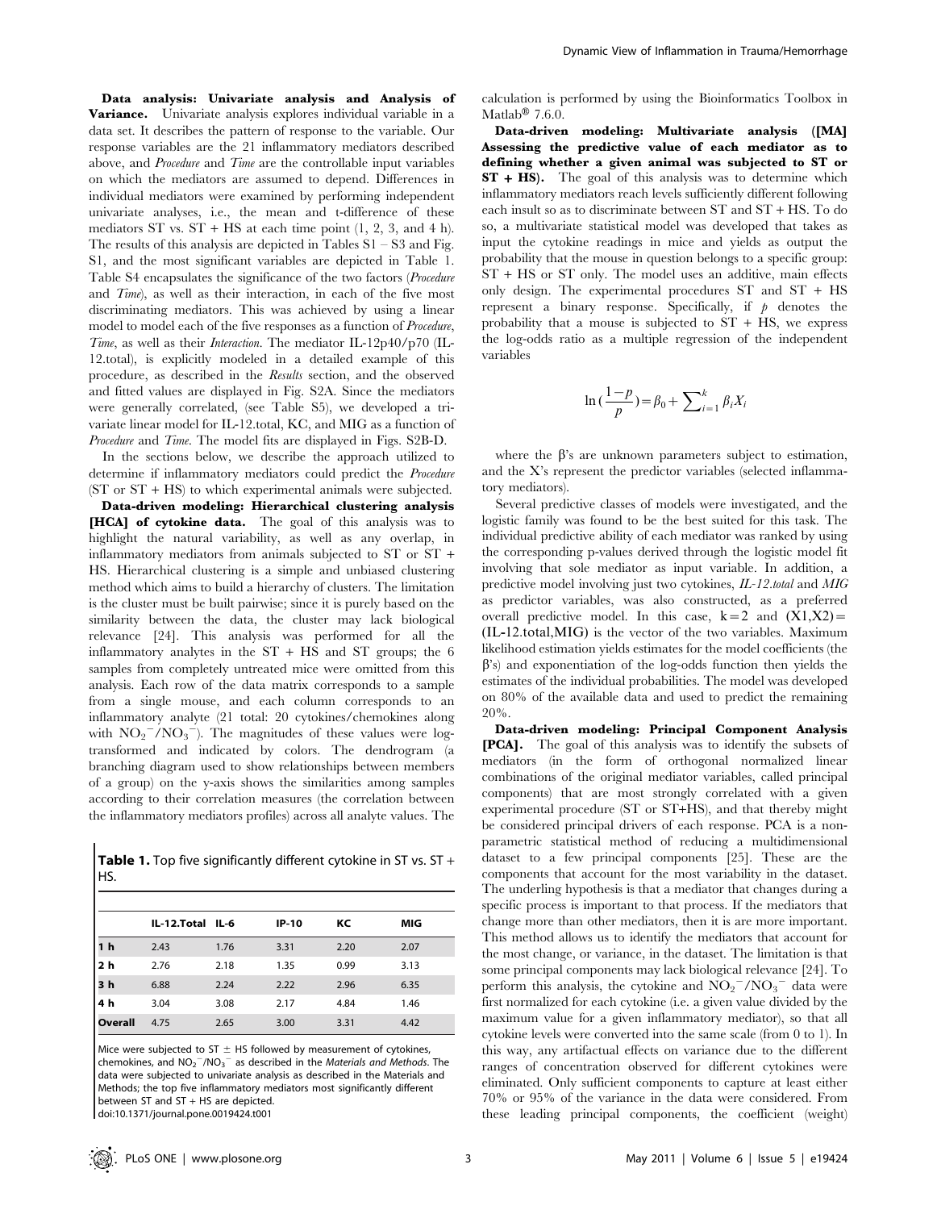**Data analysis: Univariate analysis and Analysis of Variance.** Univariate analysis explores individual variable in a data set. It describes the pattern of response to the variable. Our response variables are the 21 inflammatory mediators described above, and *Procedure* and *Time* are the controllable input variables on which the mediators are assumed to depend. Differences in individual mediators were examined by performing independent univariate analyses, i.e., the mean and t-difference of these mediators ST vs. ST + HS at each time point (1, 2, 3, and 4 h). The results of this analysis are depicted in Tables S1 – S3 and Fig. S1, and the most significant variables are depicted in Table 1. Table S4 encapsulates the significance of the two factors (*Procedure* and *Time*), as well as their interaction, in each of the five most discriminating mediators. This was achieved by using a linear model to model each of the five responses as a function of *Procedure*, *Time*, as well as their *Interaction*. The mediator IL-12p40/p70 (IL-12.total), is explicitly modeled in a detailed example of this procedure, as described in the *Results* section, and the observed and fitted values are displayed in Fig. S2A. Since the mediators were generally correlated, (see Table S5), we developed a tri-variate linear model for IL-12.total, KC, and MIG as a function of *Procedure* and *Time*. The model fits are displayed in Figs. S2B-D.

In the sections below, we describe the approach utilized to determine if inflammatory mediators could predict the *Procedure* (ST or ST + HS) to which experimental animals were subjected.

**Data-driven modeling: Hierarchical clustering analysis [HCA] of cytokine data.** The goal of this analysis was to highlight the natural variability, as well as any overlap, in inflammatory mediators from animals subjected to ST or ST + HS. Hierarchical clustering is a simple and unbiased clustering method which aims to build a hierarchy of clusters. The limitation is the cluster must be built pairwise; since it is purely based on the similarity between the data, the cluster may lack biological relevance [24]. This analysis was performed for all the inflammatory analytes in the ST + HS and ST groups; the 6 samples from completely untreated mice were omitted from this analysis. Each row of the data matrix corresponds to a sample from a single mouse, and each column corresponds to an inflammatory analyte (21 total: 20 cytokines/chemokines along with $NO_2^-/NO_3^-$). The magnitudes of these values were log-transformed and indicated by colors. The dendrogram (a branching diagram used to show relationships between members of a group) on the y-axis shows the similarities among samples according to their correlation measures (the correlation between the inflammatory mediators profiles) across all analyte values. The calculation is performed by using the Bioinformatics Toolbox in Matlab® 7.6.0.

**Table 1.** Top five significantly different cytokine in ST vs. ST + HS.

| | IL-12.Total | IL-6 | IP-10 | KC | MIG |
|---|---|---|---|---|---|
| 1 h | 2.43 | 1.76 | 3.31 | 2.20 | 2.07 |
| 2 h | 2.76 | 2.18 | 1.35 | 0.99 | 3.13 |
| 3 h | 6.88 | 2.24 | 2.22 | 2.96 | 6.35 |
| 4 h | 3.04 | 3.08 | 2.17 | 4.84 | 1.46 |
| Overall | 4.75 | 2.65 | 3.00 | 3.31 | 4.42 |

Mice were subjected to ST ± HS followed by measurement of cytokines, chemokines, and $NO_2^-/NO_3^-$ as described in the *Materials and Methods*. The data were subjected to univariate analysis as described in the Materials and Methods; the top five inflammatory mediators most significantly different between ST and ST + HS are depicted.

doi:10.1371/journal.pone.0019424.t001

**Data-driven modeling: Multivariate analysis ([MA] Assessing the predictive value of each mediator as to defining whether a given animal was subjected to ST or ST + HS).** The goal of this analysis was to determine which inflammatory mediators reach levels sufficiently different following each insult so as to discriminate between ST and ST + HS. To do so, a multivariate statistical model was developed that takes as input the cytokine readings in mice and yields as output the probability that the mouse in question belongs to a specific group: ST + HS or ST only. The model uses an additive, main effects only design. The experimental procedures ST and ST + HS represent a binary response. Specifically, if $p$ denotes the probability that a mouse is subjected to ST + HS, we express the log-odds ratio as a multiple regression of the independent variables

$$\ln\left(\frac{1-p}{p}\right) = \beta_0 + \sum_{i=1}^{k} \beta_i X_i$$

where the β's are unknown parameters subject to estimation, and the X's represent the predictor variables (selected inflammatory mediators).

Several predictive classes of models were investigated, and the logistic family was found to be the best suited for this task. The individual predictive ability of each mediator was ranked by using the corresponding p-values derived through the logistic model fit involving that sole mediator as input variable. In addition, a predictive model involving just two cytokines, *IL-12.total* and *MIG* as predictor variables, was also constructed, as a preferred overall predictive model. In this case, $k = 2$ and $(X1,X2) =$ **(IL-12.total,MIG)** is the vector of the two variables. Maximum likelihood estimation yields estimates for the model coefficients (the β's) and exponentiation of the log-odds function then yields the estimates of the individual probabilities. The model was developed on 80% of the available data and used to predict the remaining 20%.

**Data-driven modeling: Principal Component Analysis [PCA].** The goal of this analysis was to identify the subsets of mediators (in the form of orthogonal normalized linear combinations of the original mediator variables, called principal components) that are most strongly correlated with a given experimental procedure (ST or ST+HS), and that thereby might be considered principal drivers of each response. PCA is a non-parametric statistical method of reducing a multidimensional dataset to a few principal components [25]. These are the components that account for the most variability in the dataset. The underling hypothesis is that a mediator that changes during a specific process is important to that process. If the mediators that change more than other mediators, then it is are more important. This method allows us to identify the mediators that account for the most change, or variance, in the dataset. The limitation is that some principal components may lack biological relevance [24]. To perform this analysis, the cytokine and $NO_2^-/NO_3^-$ data were first normalized for each cytokine (i.e. a given value divided by the maximum value for a given inflammatory mediator), so that all cytokine levels were converted into the same scale (from 0 to 1). In this way, any artifactual effects on variance due to the different ranges of concentration observed for different cytokines were eliminated. Only sufficient components to capture at least either 70% or 95% of the variance in the data were considered. From these leading principal components, the coefficient (weight)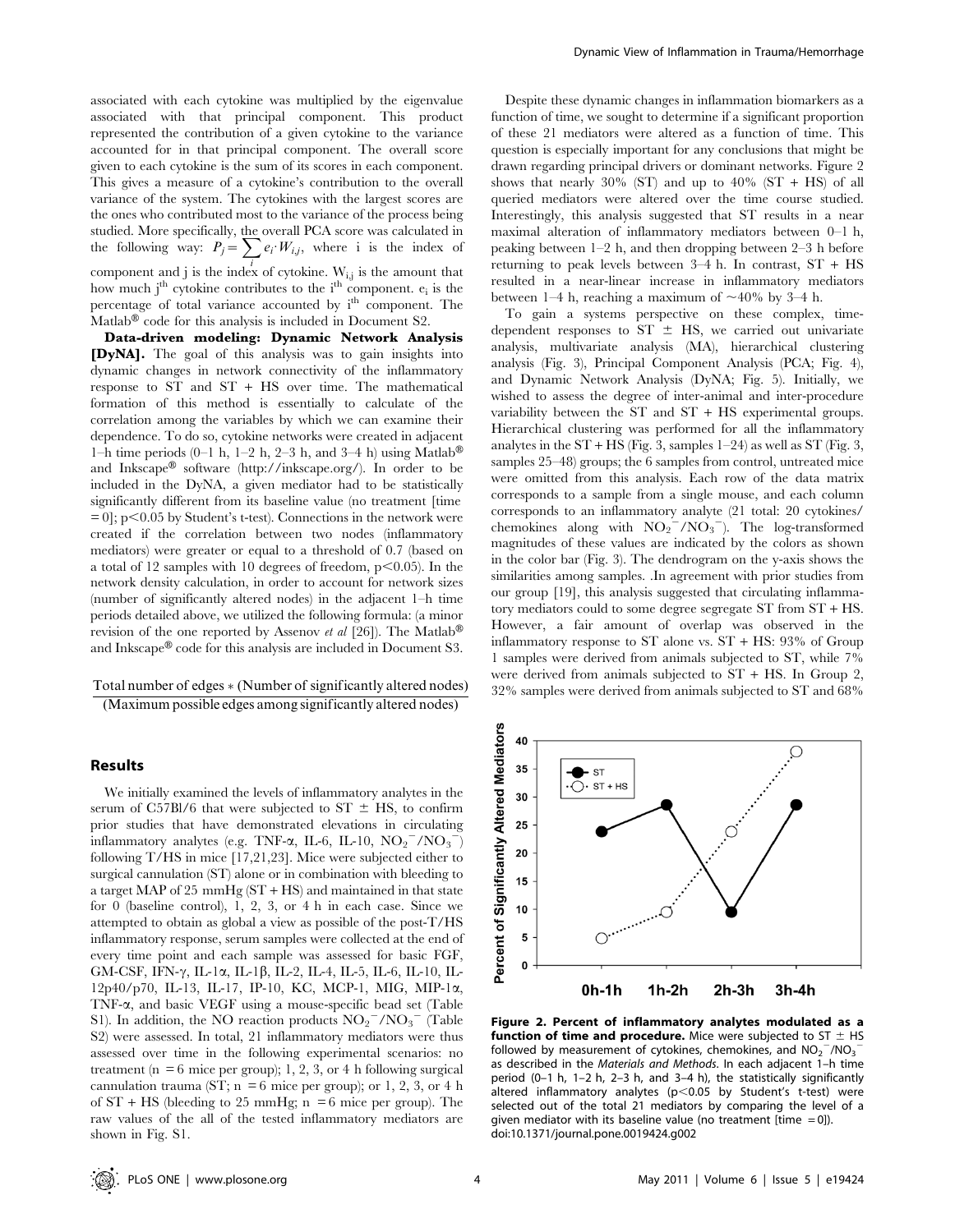associated with each cytokine was multiplied by the eigenvalue associated with that principal component. This product represented the contribution of a given cytokine to the variance accounted for in that principal component. The overall score given to each cytokine is the sum of its scores in each component. This gives a measure of a cytokine's contribution to the overall variance of the system. The cytokines with the largest scores are the ones who contributed most to the variance of the process being studied. More specifically, the overall PCA score was calculated in the following way: $P_j = \sum_i e_i \cdot W_{i,j}$, where i is the index of component and j is the index of cytokine. $W_{i,j}$ is the amount that how much $j^{th}$ cytokine contributes to the $i^{th}$ component. $e_i$ is the percentage of total variance accounted by $i^{th}$ component. The Matlab® code for this analysis is included in Document S2.

**Data-driven modeling: Dynamic Network Analysis [DyNA].** The goal of this analysis was to gain insights into dynamic changes in network connectivity of the inflammatory response to ST and ST + HS over time. The mathematical formation of this method is essentially to calculate of the correlation among the variables by which we can examine their dependence. To do so, cytokine networks were created in adjacent 1–h time periods (0–1 h, 1–2 h, 2–3 h, and 3–4 h) using Matlab® and Inkscape® software (http://inkscape.org/). In order to be included in the DyNA, a given mediator had to be statistically significantly different from its baseline value (no treatment [time = 0]; $p<0.05$ by Student's t-test). Connections in the network were created if the correlation between two nodes (inflammatory mediators) were greater or equal to a threshold of 0.7 (based on a total of 12 samples with 10 degrees of freedom, $p<0.05$). In the network density calculation, in order to account for network sizes (number of significantly altered nodes) in the adjacent 1–h time periods detailed above, we utilized the following formula: (a minor revision of the one reported by Assenov *et al* [26]). The Matlab® and Inkscape® code for this analysis are included in Document S3.

$$\frac{\text{Total number of edges} * (\text{Number of significantly altered nodes})}{(\text{Maximum possible edges among significantly altered nodes})}$$

## Results

We initially examined the levels of inflammatory analytes in the serum of C57Bl/6 that were subjected to ST ± HS, to confirm prior studies that have demonstrated elevations in circulating inflammatory analytes (e.g. TNF-α, IL-6, IL-10, $NO_2^-/NO_3^-$) following T/HS in mice [17,21,23]. Mice were subjected either to surgical cannulation (ST) alone or in combination with bleeding to a target MAP of 25 mmHg (ST + HS) and maintained in that state for 0 (baseline control), 1, 2, 3, or 4 h in each case. Since we attempted to obtain as global a view as possible of the post-T/HS inflammatory response, serum samples were collected at the end of every time point and each sample was assessed for basic FGF, GM-CSF, IFN-γ, IL-1α, IL-1β, IL-2, IL-4, IL-5, IL-6, IL-10, IL-12p40/p70, IL-13, IL-17, IP-10, KC, MCP-1, MIG, MIP-1α, TNF-α, and basic VEGF using a mouse-specific bead set (Table S1). In addition, the NO reaction products $NO_2^-/NO_3^-$ (Table S2) were assessed. In total, 21 inflammatory mediators were thus assessed over time in the following experimental scenarios: no treatment (n = 6 mice per group); 1, 2, 3, or 4 h following surgical cannulation (ST; n = 6 mice per group); or 1, 2, 3, or 4 h of ST + HS (bleeding to 25 mmHg; n = 6 mice per group). The raw values of the all of the tested inflammatory mediators are shown in Fig. S1.

Despite these dynamic changes in inflammation biomarkers as a function of time, we sought to determine if a significant proportion of these 21 mediators were altered as a function of time. This question is especially important for any conclusions that might be drawn regarding principal drivers or dominant networks. Figure 2 shows that nearly 30% (ST) and up to 40% (ST + HS) of all queried mediators were altered over the time course studied. Interestingly, this analysis suggested that ST results in a near maximal alteration of inflammatory mediators between 0–1 h, peaking between 1–2 h, and then dropping between 2–3 h before returning to peak levels between 3–4 h. In contrast, ST + HS resulted in a near-linear increase in inflammatory mediators between 1–4 h, reaching a maximum of ~40% by 3–4 h.

To gain a systems perspective on these complex, time-dependent responses to ST ± HS, we carried out univariate analysis, multivariate analysis (MA), hierarchical clustering analysis (Fig. 3), Principal Component Analysis (PCA; Fig. 4), and Dynamic Network Analysis (DyNA; Fig. 5). Initially, we wished to assess the degree of inter-animal and inter-procedure variability between the ST and ST + HS experimental groups. Hierarchical clustering was performed for all the inflammatory analytes in the ST + HS (Fig. 3, samples 1–24) as well as ST (Fig. 3, samples 25–48) groups; the 6 samples from control, untreated mice were omitted from this analysis. Each row of the data matrix corresponds to a sample from a single mouse, and each column corresponds to an inflammatory analyte (21 total: 20 cytokines/chemokines along with $NO_2^-/NO_3^-$). The log-transformed magnitudes of these values are indicated by the colors as shown in the color bar (Fig. 3). The dendrogram on the y-axis shows the similarities among samples. .In agreement with prior studies from our group [19], this analysis suggested that circulating inflammatory mediators could to some degree segregate ST from ST + HS. However, a fair amount of overlap was observed in the inflammatory response to ST alone vs. ST + HS: 93% of Group 1 samples were derived from animals subjected to ST, while 7% were derived from animals subjected to ST + HS. In Group 2, 32% samples were derived from animals subjected to ST and 68%

**Figure 2. Percent of inflammatory analytes modulated as a function of time and procedure.** Mice were subjected to ST ± HS followed by measurement of cytokines, chemokines, and $NO_2^-/NO_3^-$ as described in the *Materials and Methods*. In each adjacent 1–h time period (0–1 h, 1–2 h, 2–3 h, and 3–4 h), the statistically significantly altered inflammatory analytes ($p<0.05$ by Student's t-test) were selected out of the total 21 mediators by comparing the level of a given mediator with its baseline value (no treatment [time = 0]).
doi:10.1371/journal.pone.0019424.g002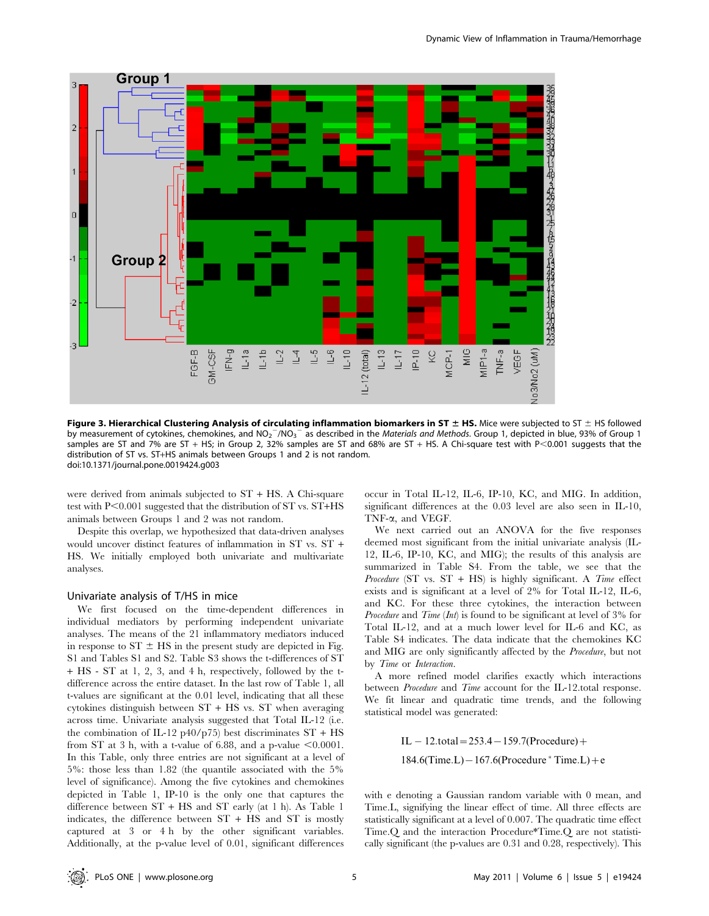**Figure 3. Hierarchical Clustering Analysis of circulating inflammation biomarkers in ST ± HS.** Mice were subjected to ST ± HS followed by measurement of cytokines, chemokines, and $NO_2^-/NO_3^-$ as described in the *Materials and Methods*. Group 1, depicted in blue, 93% of Group 1 samples are ST and 7% are ST + HS; in Group 2, 32% samples are ST and 68% are ST + HS. A Chi-square test with P<0.001 suggests that the distribution of ST vs. ST+HS animals between Groups 1 and 2 is not random.
doi:10.1371/journal.pone.0019424.g003

were derived from animals subjected to ST + HS. A Chi-square test with P<0.001 suggested that the distribution of ST vs. ST+HS animals between Groups 1 and 2 was not random.

Despite this overlap, we hypothesized that data-driven analyses would uncover distinct features of inflammation in ST vs. ST + HS. We initially employed both univariate and multivariate analyses.

## Univariate analysis of T/HS in mice

We first focused on the time-dependent differences in individual mediators by performing independent univariate analyses. The means of the 21 inflammatory mediators induced in response to ST ± HS in the present study are depicted in Fig. S1 and Tables S1 and S2. Table S3 shows the t-differences of ST + HS - ST at 1, 2, 3, and 4 h, respectively, followed by the t-difference across the entire dataset. In the last row of Table 1, all t-values are significant at the 0.01 level, indicating that all these cytokines distinguish between ST + HS vs. ST when averaging across time. Univariate analysis suggested that Total IL-12 (i.e. the combination of IL-12 p40/p75) best discriminates ST + HS from ST at 3 h, with a t-value of 6.88, and a p-value <0.0001. In this Table, only three entries are not significant at a level of 5%: those less than 1.82 (the quantile associated with the 5% level of significance). Among the five cytokines and chemokines depicted in Table 1, IP-10 is the only one that captures the difference between ST + HS and ST early (at 1 h). As Table 1 indicates, the difference between ST + HS and ST is mostly captured at 3 or 4 h by the other significant variables. Additionally, at the p-value level of 0.01, significant differences occur in Total IL-12, IL-6, IP-10, KC, and MIG. In addition, significant differences at the 0.03 level are also seen in IL-10, TNF-α, and VEGF.

We next carried out an ANOVA for the five responses deemed most significant from the initial univariate analysis (IL-12, IL-6, IP-10, KC, and MIG); the results of this analysis are summarized in Table S4. From the table, we see that the *Procedure* (ST vs. ST + HS) is highly significant. A *Time* effect exists and is significant at a level of 2% for Total IL-12, IL-6, and KC. For these three cytokines, the interaction between *Procedure* and *Time* (*Int*) is found to be significant at level of 3% for Total IL-12, and at a much lower level for IL-6 and KC, as Table S4 indicates. The data indicate that the chemokines KC and MIG are only significantly affected by the *Procedure*, but not by *Time* or *Interaction*.

A more refined model clarifies exactly which interactions between *Procedure* and *Time* account for the IL-12.total response. We fit linear and quadratic time trends, and the following statistical model was generated:

$$\mathrm{IL-12.total} = 253.4 - 159.7(\mathrm{Procedure}) + 184.6(\mathrm{Time.L}) - 167.6(\mathrm{Procedure} * \mathrm{Time.L}) + e$$

with e denoting a Gaussian random variable with 0 mean, and Time.L, signifying the linear effect of time. All three effects are statistically significant at a level of 0.007. The quadratic time effect Time.Q and the interaction Procedure*Time.Q are not statistically significant (the p-values are 0.31 and 0.28, respectively). This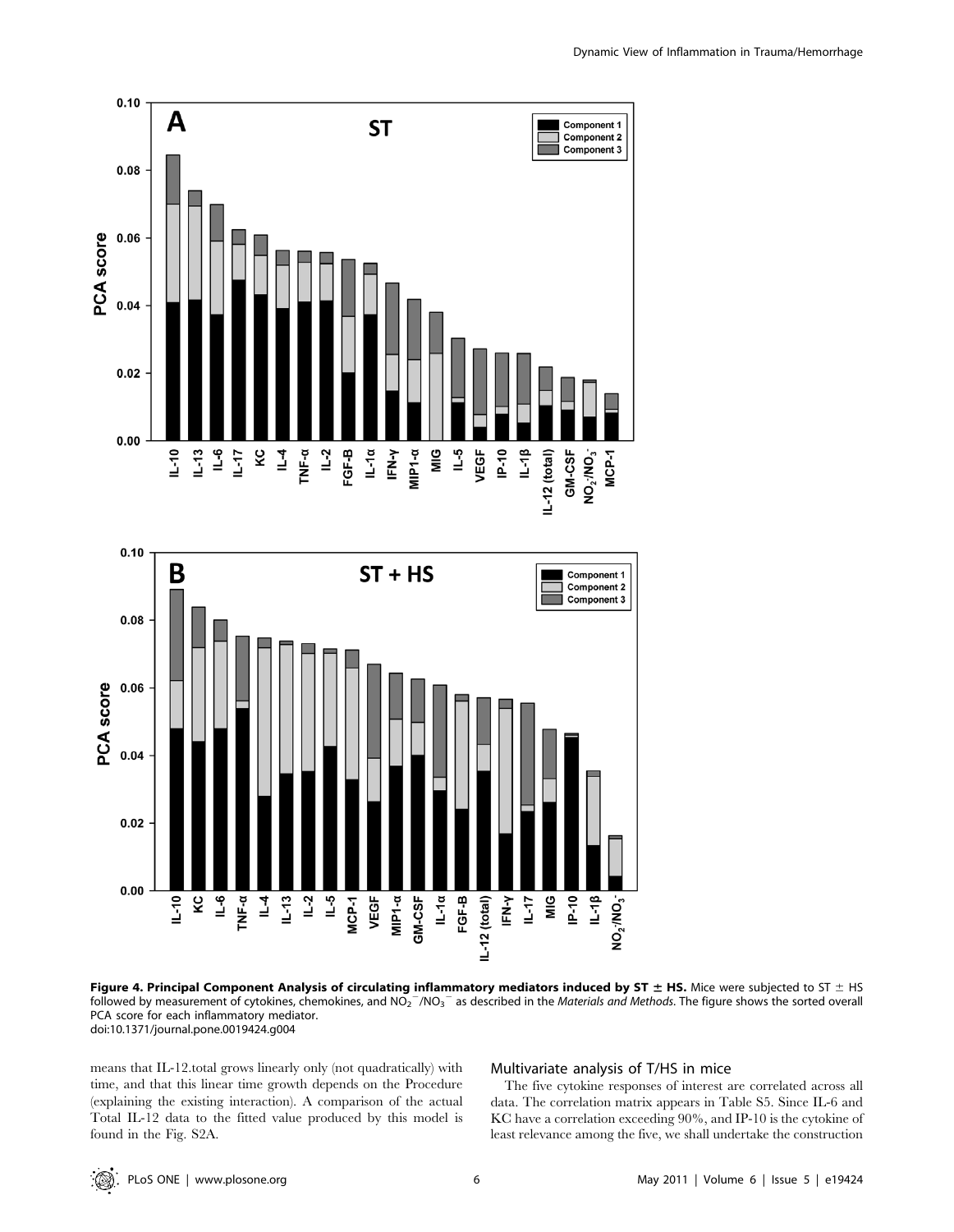**Figure 4. Principal Component Analysis of circulating inflammatory mediators induced by ST ± HS.** Mice were subjected to ST ± HS followed by measurement of cytokines, chemokines, and $NO_2^-/NO_3^-$ as described in the *Materials and Methods*. The figure shows the sorted overall PCA score for each inflammatory mediator.
doi:10.1371/journal.pone.0019424.g004

means that IL-12.total grows linearly only (not quadratically) with time, and that this linear time growth depends on the Procedure (explaining the existing interaction). A comparison of the actual Total IL-12 data to the fitted value produced by this model is found in the Fig. S2A.

## Multivariate analysis of T/HS in mice

The five cytokine responses of interest are correlated across all data. The correlation matrix appears in Table S5. Since IL-6 and KC have a correlation exceeding 90%, and IP-10 is the cytokine of least relevance among the five, we shall undertake the construction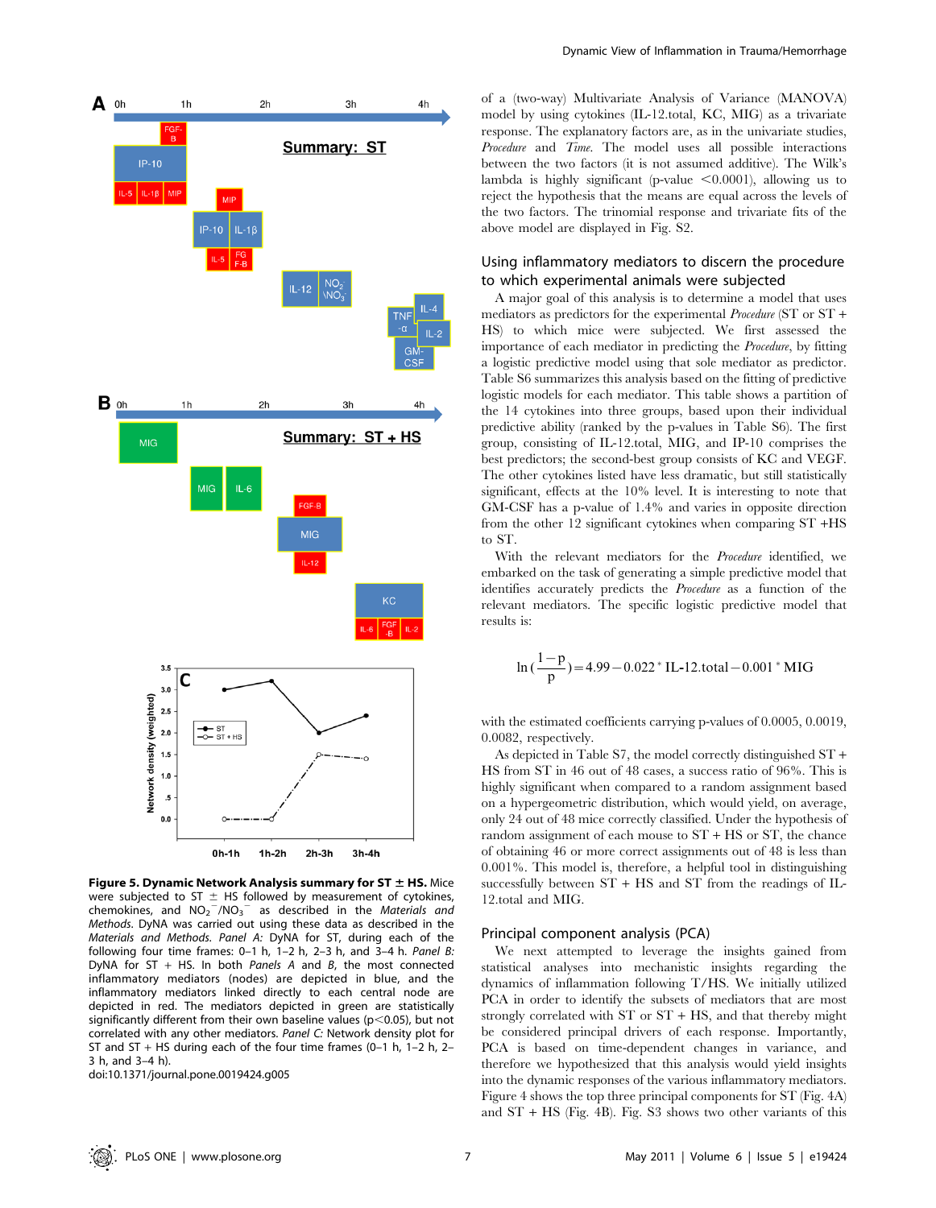of a (two-way) Multivariate Analysis of Variance (MANOVA) model by using cytokines (IL-12.total, KC, MIG) as a trivariate response. The explanatory factors are, as in the univariate studies, *Procedure* and *Time*. The model uses all possible interactions between the two factors (it is not assumed additive). The Wilk's lambda is highly significant (p-value $<0.0001$), allowing us to reject the hypothesis that the means are equal across the levels of the two factors. The trinomial response and trivariate fits of the above model are displayed in Fig. S2.

## Using inflammatory mediators to discern the procedure to which experimental animals were subjected

A major goal of this analysis is to determine a model that uses mediators as predictors for the experimental *Procedure* (ST or ST + HS) to which mice were subjected. We first assessed the importance of each mediator in predicting the *Procedure*, by fitting a logistic predictive model using that sole mediator as predictor. Table S6 summarizes this analysis based on the fitting of predictive logistic models for each mediator. This table shows a partition of the 14 cytokines into three groups, based upon their individual predictive ability (ranked by the p-values in Table S6). The first group, consisting of IL-12.total, MIG, and IP-10 comprises the best predictors; the second-best group consists of KC and VEGF. The other cytokines listed have less dramatic, but still statistically significant, effects at the 10% level. It is interesting to note that GM-CSF has a p-value of 1.4% and varies in opposite direction from the other 12 significant cytokines when comparing ST +HS to ST.

With the relevant mediators for the *Procedure* identified, we embarked on the task of generating a simple predictive model that identifies accurately predicts the *Procedure* as a function of the relevant mediators. The specific logistic predictive model that results is:

$$\ln\left(\frac{1-p}{p}\right) = 4.99 - 0.022 * \text{IL-12.total} - 0.001 * \text{MIG}$$

with the estimated coefficients carrying p-values of 0.0005, 0.0019, 0.0082, respectively.

As depicted in Table S7, the model correctly distinguished ST + HS from ST in 46 out of 48 cases, a success ratio of 96%. This is highly significant when compared to a random assignment based on a hypergeometric distribution, which would yield, on average, only 24 out of 48 mice correctly classified. Under the hypothesis of random assignment of each mouse to ST + HS or ST, the chance of obtaining 46 or more correct assignments out of 48 is less than 0.001%. This model is, therefore, a helpful tool in distinguishing successfully between ST + HS and ST from the readings of IL-12.total and MIG.

## Principal component analysis (PCA)

We next attempted to leverage the insights gained from statistical analyses into mechanistic insights regarding the dynamics of inflammation following T/HS. We initially utilized PCA in order to identify the subsets of mediators that are most strongly correlated with ST or ST + HS, and that thereby might be considered principal drivers of each response. Importantly, PCA is based on time-dependent changes in variance, and therefore we hypothesized that this analysis would yield insights into the dynamic responses of the various inflammatory mediators. Figure 4 shows the top three principal components for ST (Fig. 4A) and ST + HS (Fig. 4B). Fig. S3 shows two other variants of this

**Figure 5. Dynamic Network Analysis summary for ST ± HS.** Mice were subjected to ST ± HS followed by measurement of cytokines, chemokines, and $NO_2^-/NO_3^-$ as described in the *Materials and Methods*. DyNA was carried out using these data as described in the *Materials and Methods*. *Panel A:* DyNA for ST, during each of the following four time frames: 0–1 h, 1–2 h, 2–3 h, and 3–4 h. *Panel B:* DyNA for ST + HS. In both *Panels A* and *B*, the most connected inflammatory mediators (nodes) are depicted in blue, and the inflammatory mediators linked directly to each central node are depicted in red. The mediators depicted in green are statistically significantly different from their own baseline values ($p<0.05$), but not correlated with any other mediators. *Panel C:* Network density plot for ST and ST + HS during each of the four time frames (0–1 h, 1–2 h, 2–3 h, and 3–4 h).
doi:10.1371/journal.pone.0019424.g005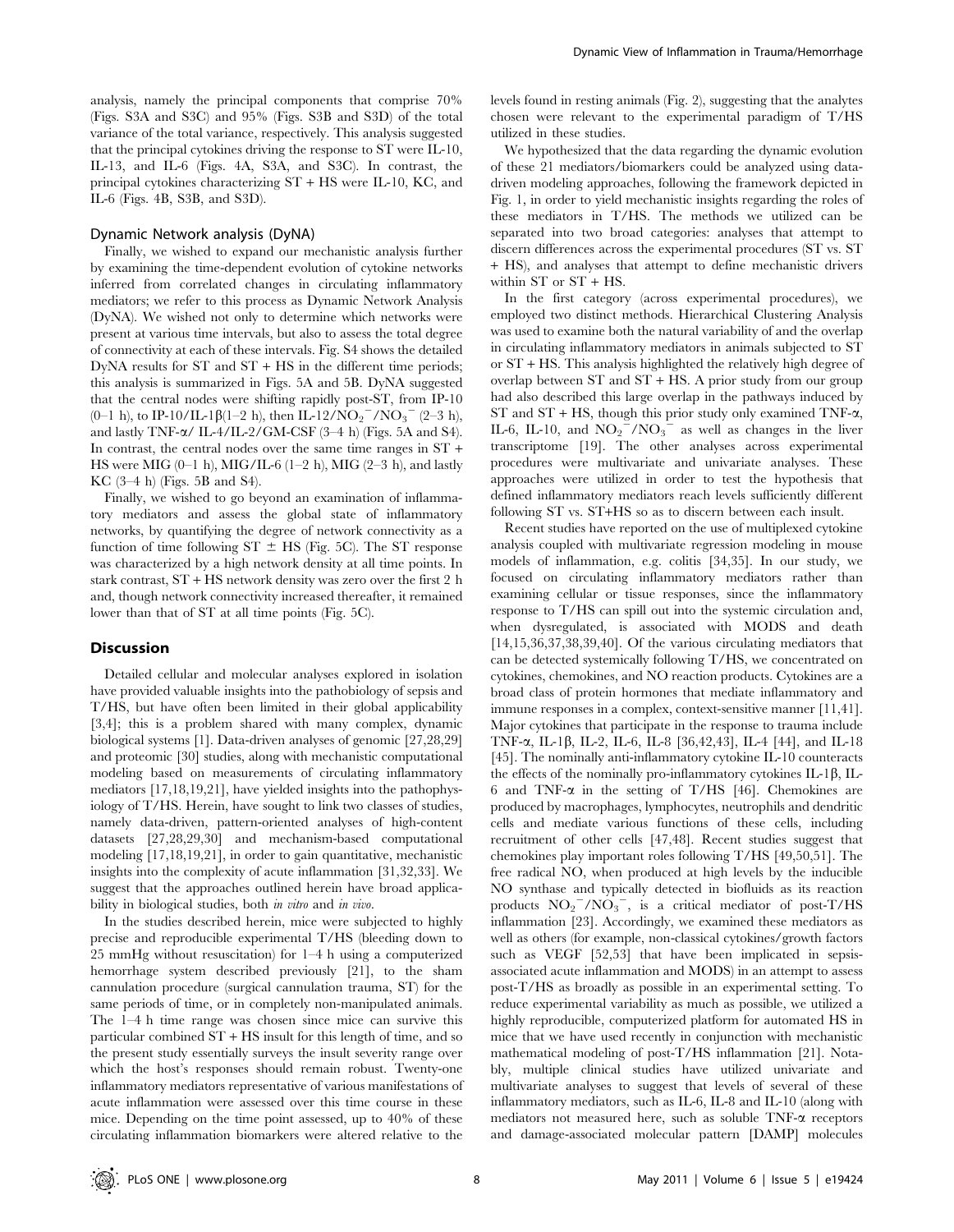analysis, namely the principal components that comprise 70% (Figs. S3A and S3C) and 95% (Figs. S3B and S3D) of the total variance of the total variance, respectively. This analysis suggested that the principal cytokines driving the response to ST were IL-10, IL-13, and IL-6 (Figs. 4A, S3A, and S3C). In contrast, the principal cytokines characterizing ST + HS were IL-10, KC, and IL-6 (Figs. 4B, S3B, and S3D).

### Dynamic Network analysis (DyNA)

Finally, we wished to expand our mechanistic analysis further by examining the time-dependent evolution of cytokine networks inferred from correlated changes in circulating inflammatory mediators; we refer to this process as Dynamic Network Analysis (DyNA). We wished not only to determine which networks were present at various time intervals, but also to assess the total degree of connectivity at each of these intervals. Fig. S4 shows the detailed DyNA results for ST and ST + HS in the different time periods; this analysis is summarized in Figs. 5A and 5B. DyNA suggested that the central nodes were shifting rapidly post-ST, from IP-10 (0–1 h), to IP-10/IL-1β(1–2 h), then IL-12/$NO_2^-/NO_3^-$ (2–3 h), and lastly TNF-α/ IL-4/IL-2/GM-CSF (3–4 h) (Figs. 5A and S4). In contrast, the central nodes over the same time ranges in ST + HS were MIG (0–1 h), MIG/IL-6 (1–2 h), MIG (2–3 h), and lastly KC (3–4 h) (Figs. 5B and S4).

Finally, we wished to go beyond an examination of inflammatory mediators and assess the global state of inflammatory networks, by quantifying the degree of network connectivity as a function of time following ST ± HS (Fig. 5C). The ST response was characterized by a high network density at all time points. In stark contrast, ST + HS network density was zero over the first 2 h and, though network connectivity increased thereafter, it remained lower than that of ST at all time points (Fig. 5C).

## Discussion

Detailed cellular and molecular analyses explored in isolation have provided valuable insights into the pathobiology of sepsis and T/HS, but have often been limited in their global applicability [3,4]; this is a problem shared with many complex, dynamic biological systems [1]. Data-driven analyses of genomic [27,28,29] and proteomic [30] studies, along with mechanistic computational modeling based on measurements of circulating inflammatory mediators [17,18,19,21], have yielded insights into the pathophysiology of T/HS. Herein, have sought to link two classes of studies, namely data-driven, pattern-oriented analyses of high-content datasets [27,28,29,30] and mechanism-based computational modeling [17,18,19,21], in order to gain quantitative, mechanistic insights into the complexity of acute inflammation [31,32,33]. We suggest that the approaches outlined herein have broad applicability in biological studies, both *in vitro* and *in vivo*.

In the studies described herein, mice were subjected to highly precise and reproducible experimental T/HS (bleeding down to 25 mmHg without resuscitation) for 1–4 h using a computerized hemorrhage system described previously [21], to the sham cannulation procedure (surgical cannulation trauma, ST) for the same periods of time, or in completely non-manipulated animals. The 1–4 h time range was chosen since mice can survive this particular combined ST + HS insult for this length of time, and so the present study essentially surveys the insult severity range over which the host's responses should remain robust. Twenty-one inflammatory mediators representative of various manifestations of acute inflammation were assessed over this time course in these mice. Depending on the time point assessed, up to 40% of these circulating inflammation biomarkers were altered relative to the levels found in resting animals (Fig. 2), suggesting that the analytes chosen were relevant to the experimental paradigm of T/HS utilized in these studies.

We hypothesized that the data regarding the dynamic evolution of these 21 mediators/biomarkers could be analyzed using data-driven modeling approaches, following the framework depicted in Fig. 1, in order to yield mechanistic insights regarding the roles of these mediators in T/HS. The methods we utilized can be separated into two broad categories: analyses that attempt to discern differences across the experimental procedures (ST vs. ST + HS), and analyses that attempt to define mechanistic drivers within ST or ST + HS.

In the first category (across experimental procedures), we employed two distinct methods. Hierarchical Clustering Analysis was used to examine both the natural variability of and the overlap in circulating inflammatory mediators in animals subjected to ST or ST + HS. This analysis highlighted the relatively high degree of overlap between ST and ST + HS. A prior study from our group had also described this large overlap in the pathways induced by ST and ST + HS, though this prior study only examined TNF-α, IL-6, IL-10, and $NO_2^-/NO_3^-$ as well as changes in the liver transcriptome [19]. The other analyses across experimental procedures were multivariate and univariate analyses. These approaches were utilized in order to test the hypothesis that defined inflammatory mediators reach levels sufficiently different following ST vs. ST+HS so as to discern between each insult.

Recent studies have reported on the use of multiplexed cytokine analysis coupled with multivariate regression modeling in mouse models of inflammation, e.g. colitis [34,35]. In our study, we focused on circulating inflammatory mediators rather than examining cellular or tissue responses, since the inflammatory response to T/HS can spill out into the systemic circulation and, when dysregulated, is associated with MODS and death [14,15,36,37,38,39,40]. Of the various circulating mediators that can be detected systemically following T/HS, we concentrated on cytokines, chemokines, and NO reaction products. Cytokines are a broad class of protein hormones that mediate inflammatory and immune responses in a complex, context-sensitive manner [11,41]. Major cytokines that participate in the response to trauma include TNF-α, IL-1β, IL-2, IL-6, IL-8 [36,42,43], IL-4 [44], and IL-18 [45]. The nominally anti-inflammatory cytokine IL-10 counteracts the effects of the nominally pro-inflammatory cytokines IL-1β, IL-6 and TNF-α in the setting of T/HS [46]. Chemokines are produced by macrophages, lymphocytes, neutrophils and dendritic cells and mediate various functions of these cells, including recruitment of other cells [47,48]. Recent studies suggest that chemokines play important roles following T/HS [49,50,51]. The free radical NO, when produced at high levels by the inducible NO synthase and typically detected in biofluids as its reaction products $NO_2^-/NO_3^-$, is a critical mediator of post-T/HS inflammation [23]. Accordingly, we examined these mediators as well as others (for example, non-classical cytokines/growth factors such as VEGF [52,53] that have been implicated in sepsis-associated acute inflammation and MODS) in an attempt to assess post-T/HS as broadly as possible in an experimental setting. To reduce experimental variability as much as possible, we utilized a highly reproducible, computerized platform for automated HS in mice that we have used recently in conjunction with mechanistic mathematical modeling of post-T/HS inflammation [21]. Notably, multiple clinical studies have utilized univariate and multivariate analyses to suggest that levels of several of these inflammatory mediators, such as IL-6, IL-8 and IL-10 (along with mediators not measured here, such as soluble TNF-α receptors and damage-associated molecular pattern [DAMP] molecules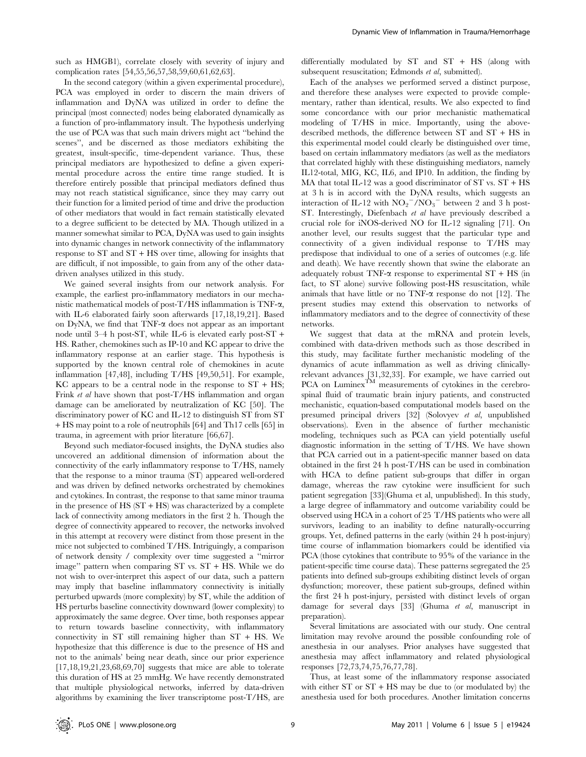such as HMGB1), correlate closely with severity of injury and complication rates [54,55,56,57,58,59,60,61,62,63].

In the second category (within a given experimental procedure), PCA was employed in order to discern the main drivers of inflammation and DyNA was utilized in order to define the principal (most connected) nodes being elaborated dynamically as a function of pro-inflammatory insult. The hypothesis underlying the use of PCA was that such main drivers might act ''behind the scenes'', and be discerned as those mediators exhibiting the greatest, insult-specific, time-dependent variance. Thus, these principal mediators are hypothesized to define a given experimental procedure across the entire time range studied. It is therefore entirely possible that principal mediators defined thus may not reach statistical significance, since they may carry out their function for a limited period of time and drive the production of other mediators that would in fact remain statistically elevated to a degree sufficient to be detected by MA. Though utilized in a manner somewhat similar to PCA, DyNA was used to gain insights into dynamic changes in network connectivity of the inflammatory response to ST and ST + HS over time, allowing for insights that are difficult, if not impossible, to gain from any of the other data-driven analyses utilized in this study.

We gained several insights from our network analysis. For example, the earliest pro-inflammatory mediators in our mechanistic mathematical models of post-T/HS inflammation is TNF-$\alpha$, with IL-6 elaborated fairly soon afterwards [17,18,19,21]. Based on DyNA, we find that TNF-$\alpha$ does not appear as an important node until 3–4 h post-ST, while IL-6 is elevated early post-ST + HS. Rather, chemokines such as IP-10 and KC appear to drive the inflammatory response at an earlier stage. This hypothesis is supported by the known central role of chemokines in acute inflammation [47,48], including T/HS [49,50,51]. For example, KC appears to be a central node in the response to ST + HS; Frink *et al* have shown that post-T/HS inflammation and organ damage can be ameliorated by neutralization of KC [50]. The discriminatory power of KC and IL-12 to distinguish ST from ST + HS may point to a role of neutrophils [64] and Th17 cells [65] in trauma, in agreement with prior literature [66,67].

Beyond such mediator-focused insights, the DyNA studies also uncovered an additional dimension of information about the connectivity of the early inflammatory response to T/HS, namely that the response to a minor trauma (ST) appeared well-ordered and was driven by defined networks orchestrated by chemokines and cytokines. In contrast, the response to that same minor trauma in the presence of HS (ST + HS) was characterized by a complete lack of connectivity among mediators in the first 2 h. Though the degree of connectivity appeared to recover, the networks involved in this attempt at recovery were distinct from those present in the mice not subjected to combined T/HS. Intriguingly, a comparison of network density / complexity over time suggested a ''mirror image'' pattern when comparing ST vs. ST + HS. While we do not wish to over-interpret this aspect of our data, such a pattern may imply that baseline inflammatory connectivity is initially perturbed upwards (more complexity) by ST, while the addition of HS perturbs baseline connectivity downward (lower complexity) to approximately the same degree. Over time, both responses appear to return towards baseline connectivity, with inflammatory connectivity in ST still remaining higher than ST + HS. We hypothesize that this difference is due to the presence of HS and not to the animals' being near death, since our prior experience [17,18,19,21,23,68,69,70] suggests that mice are able to tolerate this duration of HS at 25 mmHg. We have recently demonstrated that multiple physiological networks, inferred by data-driven algorithms by examining the liver transcriptome post-T/HS, are differentially modulated by ST and ST + HS (along with subsequent resuscitation; Edmonds *et al*, submitted).

Each of the analyses we performed served a distinct purpose, and therefore these analyses were expected to provide complementary, rather than identical, results. We also expected to find some concordance with our prior mechanistic mathematical modeling of T/HS in mice. Importantly, using the above-described methods, the difference between ST and ST + HS in this experimental model could clearly be distinguished over time, based on certain inflammatory mediators (as well as the mediators that correlated highly with these distinguishing mediators, namely IL12-total, MIG, KC, IL6, and IP10. In addition, the finding by MA that total IL-12 was a good discriminator of ST vs. ST + HS at 3 h is in accord with the DyNA results, which suggests an interaction of IL-12 with $NO_2^-/NO_3^-$ between 2 and 3 h post-ST. Interestingly, Diefenbach *et al* have previously described a crucial role for iNOS-derived NO for IL-12 signaling [71]. On another level, our results suggest that the particular type and connectivity of a given individual response to T/HS may predispose that individual to one of a series of outcomes (e.g. life and death). We have recently shown that swine the elaborate an adequately robust TNF-$\alpha$ response to experimental ST + HS (in fact, to ST alone) survive following post-HS resuscitation, while animals that have little or no TNF-$\alpha$ response do not [12]. The present studies may extend this observation to networks of inflammatory mediators and to the degree of connectivity of these networks.

We suggest that data at the mRNA and protein levels, combined with data-driven methods such as those described in this study, may facilitate further mechanistic modeling of the dynamics of acute inflammation as well as driving clinically-relevant advances [31,32,33]. For example, we have carried out PCA on Luminex$^{TM}$ measurements of cytokines in the cerebrospinal fluid of traumatic brain injury patients, and constructed mechanistic, equation-based computational models based on the presumed principal drivers [32] (Solovyev *et al*, unpublished observations). Even in the absence of further mechanistic modeling, techniques such as PCA can yield potentially useful diagnostic information in the setting of T/HS. We have shown that PCA carried out in a patient-specific manner based on data obtained in the first 24 h post-T/HS can be used in combination with HCA to define patient sub-groups that differ in organ damage, whereas the raw cytokine were insufficient for such patient segregation [33](Ghuma et al, unpublished). In this study, a large degree of inflammatory and outcome variability could be observed using HCA in a cohort of 25 T/HS patients who were all survivors, leading to an inability to define naturally-occurring groups. Yet, defined patterns in the early (within 24 h post-injury) time course of inflammation biomarkers could be identified via PCA (those cytokines that contribute to 95% of the variance in the patient-specific time course data). These patterns segregated the 25 patients into defined sub-groups exhibiting distinct levels of organ dysfunction; moreover, these patient sub-groups, defined within the first 24 h post-injury, persisted with distinct levels of organ damage for several days [33] (Ghuma *et al*, manuscript in preparation).

Several limitations are associated with our study. One central limitation may revolve around the possible confounding role of anesthesia in our analyses. Prior analyses have suggested that anesthesia may affect inflammatory and related physiological responses [72,73,74,75,76,77,78].

Thus, at least some of the inflammatory response associated with either ST or ST + HS may be due to (or modulated by) the anesthesia used for both procedures. Another limitation concerns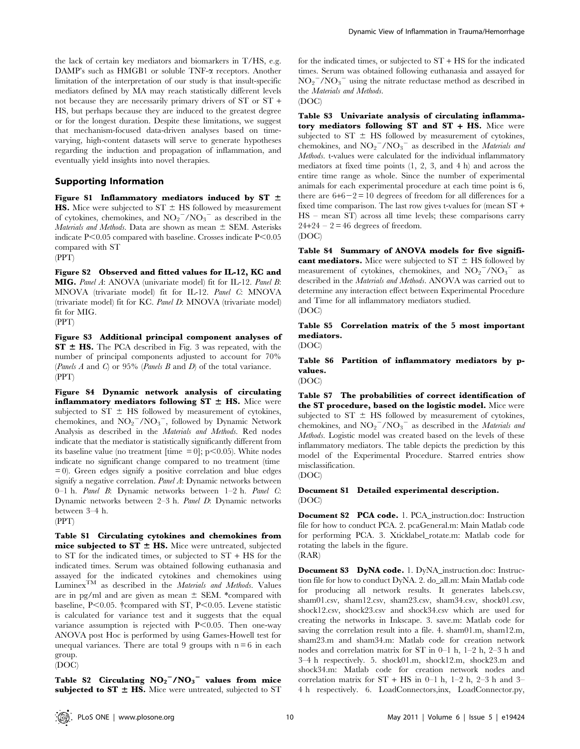the lack of certain key mediators and biomarkers in T/HS, e.g. DAMP's such as HMGB1 or soluble TNF-α receptors. Another limitation of the interpretation of our study is that insult-specific mediators defined by MA may reach statistically different levels not because they are necessarily primary drivers of ST or ST + HS, but perhaps because they are induced to the greatest degree or for the longest duration. Despite these limitations, we suggest that mechanism-focused data-driven analyses based on time-varying, high-content datasets will serve to generate hypotheses regarding the induction and propagation of inflammation, and eventually yield insights into novel therapies.

## Supporting Information

**Figure S1 Inflammatory mediators induced by ST ± HS.** Mice were subjected to ST ± HS followed by measurement of cytokines, chemokines, and $NO_2^-/NO_3^-$ as described in the *Materials and Methods*. Data are shown as mean ± SEM. Asterisks indicate $P<0.05$ compared with baseline. Crosses indicate $P<0.05$ compared with ST
(PPT)

**Figure S2 Observed and fitted values for IL-12, KC and MIG.** *Panel A*: ANOVA (univariate model) fit for IL-12. *Panel B*: MNOVA (trivariate model) fit for IL-12. *Panel C*: MNOVA (trivariate model) fit for KC. *Panel D*: MNOVA (trivariate model) fit for MIG.
(PPT)

**Figure S3 Additional principal component analyses of ST ± HS.** The PCA described in Fig. 3 was repeated, with the number of principal components adjusted to account for 70% (*Panels A* and *C*) or 95% (*Panels B* and *D*) of the total variance.
(PPT)

**Figure S4 Dynamic network analysis of circulating inflammatory mediators following ST ± HS.** Mice were subjected to ST ± HS followed by measurement of cytokines, chemokines, and $NO_2^-/NO_3^-$, followed by Dynamic Network Analysis as described in the *Materials and Methods*. Red nodes indicate that the mediator is statistically significantly different from its baseline value (no treatment [time = 0]; $p<0.05$). White nodes indicate no significant change compared to no treatment (time = 0). Green edges signify a positive correlation and blue edges signify a negative correlation. *Panel A*: Dynamic networks between 0–1 h. *Panel B*: Dynamic networks between 1–2 h. *Panel C*: Dynamic networks between 2–3 h. *Panel D*: Dynamic networks between 3–4 h.
(PPT)

**Table S1 Circulating cytokines and chemokines from mice subjected to ST ± HS.** Mice were untreated, subjected to ST for the indicated times, or subjected to ST + HS for the indicated times. Serum was obtained following euthanasia and assayed for the indicated cytokines and chemokines using Luminex™ as described in the *Materials and Methods*. Values are in pg/ml and are given as mean ± SEM. *compared with baseline, $P<0.05$. †compared with ST, $P<0.05$. Levene statistic is calculated for variance test and it suggests that the equal variance assumption is rejected with $P<0.05$. Then one-way ANOVA post Hoc is performed by using Games-Howell test for unequal variances. There are total 9 groups with n = 6 in each group.
(DOC)

**Table S2 Circulating $NO_2^-/NO_3^-$ values from mice subjected to ST ± HS.** Mice were untreated, subjected to ST for the indicated times, or subjected to ST + HS for the indicated times. Serum was obtained following euthanasia and assayed for $NO_2^-/NO_3^-$ using the nitrate reductase method as described in the *Materials and Methods*.
(DOC)

**Table S3 Univariate analysis of circulating inflammatory mediators following ST and ST + HS.** Mice were subjected to ST ± HS followed by measurement of cytokines, chemokines, and $NO_2^-/NO_3^-$ as described in the *Materials and Methods*. t-values were calculated for the individual inflammatory mediators at fixed time points (1, 2, 3, and 4 h) and across the entire time range as whole. Since the number of experimental animals for each experimental procedure at each time point is 6, there are 6+6−2 = 10 degrees of freedom for all differences for a fixed time comparison. The last row gives t-values for (mean ST + HS – mean ST) across all time levels; these comparisons carry 24+24 – 2 = 46 degrees of freedom.
(DOC)

**Table S4 Summary of ANOVA models for five significant mediators.** Mice were subjected to ST ± HS followed by measurement of cytokines, chemokines, and $NO_2^-/NO_3^-$ as described in the *Materials and Methods*. ANOVA was carried out to determine any interaction effect between Experimental Procedure and Time for all inflammatory mediators studied.
(DOC)

**Table S5 Correlation matrix of the 5 most important mediators.**
(DOC)

**Table S6 Partition of inflammatory mediators by p-values.**
(DOC)

**Table S7 The probabilities of correct identification of the ST procedure, based on the logistic model.** Mice were subjected to ST ± HS followed by measurement of cytokines, chemokines, and $NO_2^-/NO_3^-$ as described in the *Materials and Methods*. Logistic model was created based on the levels of these inflammatory mediators. The table depicts the prediction by this model of the Experimental Procedure. Starred entries show misclassification.
(DOC)

**Document S1 Detailed experimental description.**
(DOC)

**Document S2 PCA code.** 1. PCA_instruction.doc: Instruction file for how to conduct PCA. 2. pcaGeneral.m: Main Matlab code for performing PCA. 3. Xticklabel_rotate.m: Matlab code for rotating the labels in the figure.
(RAR)

**Document S3 DyNA code.** 1. DyNA_instruction.doc: Instruction file for how to conduct DyNA. 2. do_all.m: Main Matlab code for producing all network results. It generates labels.csv, sham01.csv, sham12.csv, sham23.csv, sham34.csv, shock01.csv, shock12.csv, shock23.csv and shock34.csv which are used for creating the networks in Inkscape. 3. save.m: Matlab code for saving the correlation result into a file. 4. sham01.m, sham12.m, sham23.m and sham34.m: Matlab code for creation network nodes and correlation matrix for ST in 0–1 h, 1–2 h, 2–3 h and 3–4 h respectively. 5. shock01.m, shock12.m, shock23.m and shock34.m: Matlab code for creation network nodes and correlation matrix for ST + HS in 0–1 h, 1–2 h, 2–3 h and 3–4 h respectively. 6. LoadConnectors,inx, LoadConnector.py,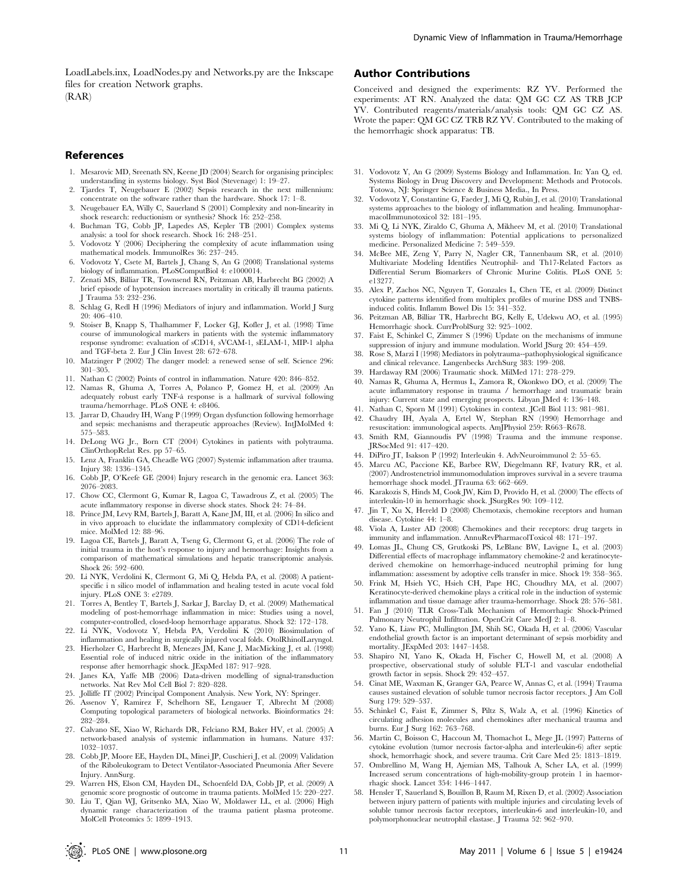LoadLabels.inx, LoadNodes.py and Networks.py are the Inkscape files for creation Network graphs.
(RAR)

## Author Contributions

Conceived and designed the experiments: RZ YV. Performed the experiments: AT RN. Analyzed the data: QM GC CZ AS TRB JCP YV. Contributed reagents/materials/analysis tools: QM GC CZ AS. Wrote the paper: QM GC CZ TRB RZ YV. Contributed to the making of the hemorrhagic shock apparatus: TB.

## References

1. Mesarovic MD, Sreenath SN, Keene JD (2004) Search for organising principles: understanding in systems biology. Syst Biol (Stevenage) 1: 19–27.
2. Tjardes T, Neugebauer E (2002) Sepsis research in the next millennium: concentrate on the software rather than the hardware. Shock 17: 1–8.
3. Neugebauer EA, Willy C, Sauerland S (2001) Complexity and non-linearity in shock research: reductionism or synthesis? Shock 16: 252–258.
4. Buchman TG, Cobb JP, Lapedes AS, Kepler TB (2001) Complex systems analysis: a tool for shock research. Shock 16: 248–251.
5. Vodovotz Y (2006) Deciphering the complexity of acute inflammation using mathematical models. ImmunolRes 36: 237–245.
6. Vodovotz Y, Csete M, Bartels J, Chang S, An G (2008) Translational systems biology of inflammation. PLoSComputBiol 4: e1000014.
7. Zenati MS, Billiar TR, Townsend RN, Peitzman AB, Harbrecht BG (2002) A brief episode of hypotension increases mortality in critically ill trauma patients. J Trauma 53: 232–236.
8. Schlag G, Redl H (1996) Mediators of injury and inflammation. World J Surg 20: 406–410.
9. Stoiser B, Knapp S, Thalhammer F, Locker GJ, Kofler J, et al. (1998) Time course of immunological markers in patients with the systemic inflammatory response syndrome: evaluation of sCD14, sVCAM-1, sELAM-1, MIP-1 alpha and TGF-beta 2. Eur J Clin Invest 28: 672–678.
10. Matzinger P (2002) The danger model: a renewed sense of self. Science 296: 301–305.
11. Nathan C (2002) Points of control in inflammation. Nature 420: 846–852.
12. Namas R, Ghuma A, Torres A, Polanco P, Gomez H, et al. (2009) An adequately robust early TNF-â response is a hallmark of survival following trauma/hemorrhage. PLoS ONE 4: e8406.
13. Jarrar D, Chaudry IH, Wang P (1999) Organ dysfunction following hemorrhage and sepsis: mechanisms and therapeutic approaches (Review). IntJMolMed 4: 575–583.
14. DeLong WG Jr., Born CT (2004) Cytokines in patients with polytrauma. ClinOrthopRelat Res. pp 57–65.
15. Lenz A, Franklin GA, Cheadle WG (2007) Systemic inflammation after trauma. Injury 38: 1336–1345.
16. Cobb JP, O'Keefe GE (2004) Injury research in the genomic era. Lancet 363: 2076–2083.
17. Chow CC, Clermont G, Kumar R, Lagoa C, Tawadrous Z, et al. (2005) The acute inflammatory response in diverse shock states. Shock 24: 74–84.
18. Prince JM, Levy RM, Bartels J, Baratt A, Kane JM, III, et al. (2006) In silico and in vivo approach to elucidate the inflammatory complexity of CD14-deficient mice. MolMed 12: 88–96.
19. Lagoa CE, Bartels J, Baratt A, Tseng G, Clermont G, et al. (2006) The role of initial trauma in the host's response to injury and hemorrhage: Insights from a comparison of mathematical simulations and hepatic transcriptomic analysis. Shock 26: 592–600.
20. Li NYK, Verdolini K, Clermont G, Mi Q, Hebda PA, et al. (2008) A patient-specific i n silico model of inflammation and healing tested in acute vocal fold injury. PLoS ONE 3: e2789.
21. Torres A, Bentley T, Bartels J, Sarkar J, Barclay D, et al. (2009) Mathematical modeling of post-hemorrhage inflammation in mice: Studies using a novel, computer-controlled, closed-loop hemorrhage apparatus. Shock 32: 172–178.
22. Li NYK, Vodovotz Y, Hebda PA, Verdolini K (2010) Biosimulation of inflammation and healing in surgically injured vocal folds. OtolRhinolLaryngol.
23. Hierholzer C, Harbrecht B, Menezes JM, Kane J, MacMicking J, et al. (1998) Essential role of induced nitric oxide in the initiation of the inflammatory response after hemorrhagic shock. JExpMed 187: 917–928.
24. Janes KA, Yaffe MB (2006) Data-driven modelling of signal-transduction networks. Nat Rev Mol Cell Biol 7: 820–828.
25. Jolliffe IT (2002) Principal Component Analysis. New York, NY: Springer.
26. Assenov Y, Ramirez F, Schelhorn SE, Lengauer T, Albrecht M (2008) Computing topological parameters of biological networks. Bioinformatics 24: 282–284.
27. Calvano SE, Xiao W, Richards DR, Felciano RM, Baker HV, et al. (2005) A network-based analysis of systemic inflammation in humans. Nature 437: 1032–1037.
28. Cobb JP, Moore EE, Hayden DL, Minei JP, Cuschieri J, et al. (2009) Validation of the Riboleukogram to Detect Ventilator-Associated Pneumonia After Severe Injury. AnnSurg.
29. Warren HS, Elson CM, Hayden DL, Schoenfeld DA, Cobb JP, et al. (2009) A genomic score prognostic of outcome in trauma patients. MolMed 15: 220–227.
30. Liu T, Qian WJ, Gritsenko MA, Xiao W, Moldawer LL, et al. (2006) High dynamic range characterization of the trauma patient plasma proteome. MolCell Proteomics 5: 1899–1913.
31. Vodovotz Y, An G (2009) Systems Biology and Inflammation. In: Yan Q, ed. Systems Biology in Drug Discovery and Development: Methods and Protocols. Totowa, NJ: Springer Science & Business Media., In Press.
32. Vodovotz Y, Constantine G, Faeder J, Mi Q, Rubin J, et al. (2010) Translational systems approaches to the biology of inflammation and healing. ImmunopharmacolImmunotoxicol 32: 181–195.
33. Mi Q, Li NYK, Ziraldo C, Ghuma A, Mikheev M, et al. (2010) Translational systems biology of inflammation: Potential applications to personalized medicine. Personalized Medicine 7: 549–559.
34. McBee ME, Zeng Y, Parry N, Nagler CR, Tannenbaum SR, et al. (2010) Multivariate Modeling Identifies Neutrophil- and Th17-Related Factors as Differential Serum Biomarkers of Chronic Murine Colitis. PLoS ONE 5: e13277.
35. Alex P, Zachos NC, Nguyen T, Gonzales L, Chen TE, et al. (2009) Distinct cytokine patterns identified from multiplex profiles of murine DSS and TNBS-induced colitis. Inflamm Bowel Dis 15: 341–352.
36. Peitzman AB, Billiar TR, Harbrecht BG, Kelly E, Udekwu AO, et al. (1995) Hemorrhagic shock. CurrProblSurg 32: 925–1002.
37. Faist E, Schinkel C, Zimmer S (1996) Update on the mechanisms of immune suppression of injury and immune modulation. World JSurg 20: 454–459.
38. Rose S, Marzi I (1998) Mediators in polytrauma--pathophysiological significance and clinical relevance. Langenbecks ArchSurg 383: 199–208.
39. Hardaway RM (2006) Traumatic shock. MilMed 171: 278–279.
40. Namas R, Ghuma A, Hermus L, Zamora R, Okonkwo DO, et al. (2009) The acute inflammatory response in trauma / hemorrhage and traumatic brain injury: Current state and emerging prospects. Libyan JMed 4: 136–148.
41. Nathan C, Sporn M (1991) Cytokines in context. JCell Biol 113: 981–981.
42. Chaudry IH, Ayala A, Ertel W, Stephan RN (1990) Hemorrhage and resuscitation: immunological aspects. AmJPhysiol 259: R663–R678.
43. Smith RM, Giannoudis PV (1998) Trauma and the immune response. JRSocMed 91: 417–420.
44. DiPiro JT, Isakson P (1992) Interleukin 4. AdvNeuroimmunol 2: 55–65.
45. Marcu AC, Paccione KE, Barbee RW, Diegelmann RF, Ivatury RR, et al. (2007) Androstenetriol immunomodulation improves survival in a severe trauma hemorrhage shock model. JTrauma 63: 662–669.
46. Karakozis S, Hinds M, Cook JW, Kim D, Provido H, et al. (2000) The effects of interleukin-10 in hemorrhagic shock. JSurgRes 90: 109–112.
47. Jin T, Xu X, Hereld D (2008) Chemotaxis, chemokine receptors and human disease. Cytokine 44: 1–8.
48. Viola A, Luster AD (2008) Chemokines and their receptors: drug targets in immunity and inflammation. AnnuRevPharmacolToxicol 48: 171–197.
49. Lomas JL, Chung CS, Grutkoski PS, LeBlanc BW, Lavigne L, et al. (2003) Differential effects of macrophage inflammatory chemokine-2 and keratinocyte-derived chemokine on hemorrhage-induced neutrophil priming for lung inflammation: assessment by adoptive cells transfer in mice. Shock 19: 358–365.
50. Frink M, Hsieh YC, Hsieh CH, Pape HC, Choudhry MA, et al. (2007) Keratinocyte-derived chemokine plays a critical role in the induction of systemic inflammation and tissue damage after trauma-hemorrhage. Shock 28: 576–581.
51. Fan J (2010) TLR Cross-Talk Mechanism of Hemorrhagic Shock-Primed Pulmonary Neutrophil Infiltration. OpenCrit Care MedJ 2: 1–8.
52. Yano K, Liaw PC, Mullington JM, Shih SC, Okada H, et al. (2006) Vascular endothelial growth factor is an important determinant of sepsis morbidity and mortality. JExpMed 203: 1447–1458.
53. Shapiro NI, Yano K, Okada H, Fischer C, Howell M, et al. (2008) A prospective, observational study of soluble FLT-1 and vascular endothelial growth factor in sepsis. Shock 29: 452–457.
54. Cinat ME, Waxman K, Granger GA, Pearce W, Annas C, et al. (1994) Trauma causes sustained elevation of soluble tumor necrosis factor receptors. J Am Coll Surg 179: 529–537.
55. Schinkel C, Faist E, Zimmer S, Piltz S, Walz A, et al. (1996) Kinetics of circulating adhesion molecules and chemokines after mechanical trauma and burns. Eur J Surg 162: 763–768.
56. Martin C, Boisson C, Haccoun M, Thomachot L, Mege JL (1997) Patterns of cytokine evolution (tumor necrosis factor-alpha and interleukin-6) after septic shock, hemorrhagic shock, and severe trauma. Crit Care Med 25: 1813–1819.
57. Ombrellino M, Wang H, Ajemian MS, Talhouk A, Scher LA, et al. (1999) Increased serum concentrations of high-mobility-group protein 1 in haemorrhagic shock. Lancet 354: 1446–1447.
58. Hensler T, Sauerland S, Bouillon B, Raum M, Rixen D, et al. (2002) Association between injury pattern of patients with multiple injuries and circulating levels of soluble tumor necrosis factor receptors, interleukin-6 and interleukin-10, and polymorphonuclear neutrophil elastase. J Trauma 52: 962–970.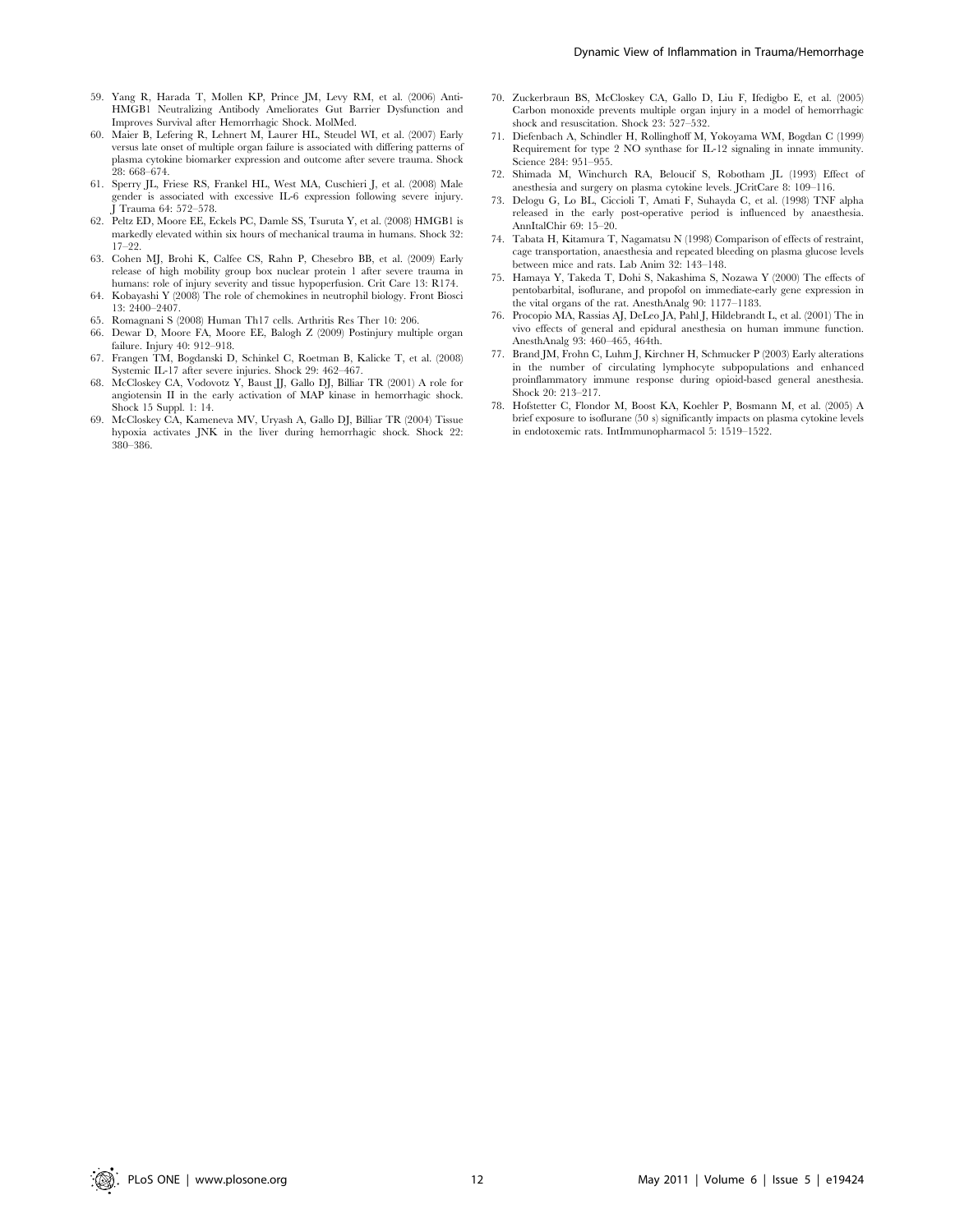59. Yang R, Harada T, Mollen KP, Prince JM, Levy RM, et al. (2006) Anti-HMGB1 Neutralizing Antibody Ameliorates Gut Barrier Dysfunction and Improves Survival after Hemorrhagic Shock. MolMed.
60. Maier B, Lefering R, Lehnert M, Laurer HL, Steudel WI, et al. (2007) Early versus late onset of multiple organ failure is associated with differing patterns of plasma cytokine biomarker expression and outcome after severe trauma. Shock 28: 668–674.
61. Sperry JL, Friese RS, Frankel HL, West MA, Cuschieri J, et al. (2008) Male gender is associated with excessive IL-6 expression following severe injury. J Trauma 64: 572–578.
62. Peltz ED, Moore EE, Eckels PC, Damle SS, Tsuruta Y, et al. (2008) HMGB1 is markedly elevated within six hours of mechanical trauma in humans. Shock 32: 17–22.
63. Cohen MJ, Brohi K, Calfee CS, Rahn P, Chesebro BB, et al. (2009) Early release of high mobility group box nuclear protein 1 after severe trauma in humans: role of injury severity and tissue hypoperfusion. Crit Care 13: R174.
64. Kobayashi Y (2008) The role of chemokines in neutrophil biology. Front Biosci 13: 2400–2407.
65. Romagnani S (2008) Human Th17 cells. Arthritis Res Ther 10: 206.
66. Dewar D, Moore FA, Moore EE, Balogh Z (2009) Postinjury multiple organ failure. Injury 40: 912–918.
67. Frangen TM, Bogdanski D, Schinkel C, Roetman B, Kalicke T, et al. (2008) Systemic IL-17 after severe injuries. Shock 29: 462–467.
68. McCloskey CA, Vodovotz Y, Baust JJ, Gallo DJ, Billiar TR (2001) A role for angiotensin II in the early activation of MAP kinase in hemorrhagic shock. Shock 15 Suppl. 1: 14.
69. McCloskey CA, Kameneva MV, Uryash A, Gallo DJ, Billiar TR (2004) Tissue hypoxia activates JNK in the liver during hemorrhagic shock. Shock 22: 380–386.
70. Zuckerbraun BS, McCloskey CA, Gallo D, Liu F, Ifedigbo E, et al. (2005) Carbon monoxide prevents multiple organ injury in a model of hemorrhagic shock and resuscitation. Shock 23: 527–532.
71. Diefenbach A, Schindler H, Rollinghoff M, Yokoyama WM, Bogdan C (1999) Requirement for type 2 NO synthase for IL-12 signaling in innate immunity. Science 284: 951–955.
72. Shimada M, Winchurch RA, Beloucif S, Robotham JL (1993) Effect of anesthesia and surgery on plasma cytokine levels. JCritCare 8: 109–116.
73. Delogu G, Lo BL, Ciccioli T, Amati F, Suhayda C, et al. (1998) TNF alpha released in the early post-operative period is influenced by anaesthesia. AnnItalChir 69: 15–20.
74. Tabata H, Kitamura T, Nagamatsu N (1998) Comparison of effects of restraint, cage transportation, anaesthesia and repeated bleeding on plasma glucose levels between mice and rats. Lab Anim 32: 143–148.
75. Hamaya Y, Takeda T, Dohi S, Nakashima S, Nozawa Y (2000) The effects of pentobarbital, isoflurane, and propofol on immediate-early gene expression in the vital organs of the rat. AnesthAnalg 90: 1177–1183.
76. Procopio MA, Rassias AJ, DeLeo JA, Pahl J, Hildebrandt L, et al. (2001) The in vivo effects of general and epidural anesthesia on human immune function. AnesthAnalg 93: 460–465, 464th.
77. Brand JM, Frohn C, Luhm J, Kirchner H, Schmucker P (2003) Early alterations in the number of circulating lymphocyte subpopulations and enhanced proinflammatory immune response during opioid-based general anesthesia. Shock 20: 213–217.
78. Hofstetter C, Flondor M, Boost KA, Koehler P, Bosmann M, et al. (2005) A brief exposure to isoflurane (50 s) significantly impacts on plasma cytokine levels in endotoxemic rats. IntImmunopharmacol 5: 1519–1522.